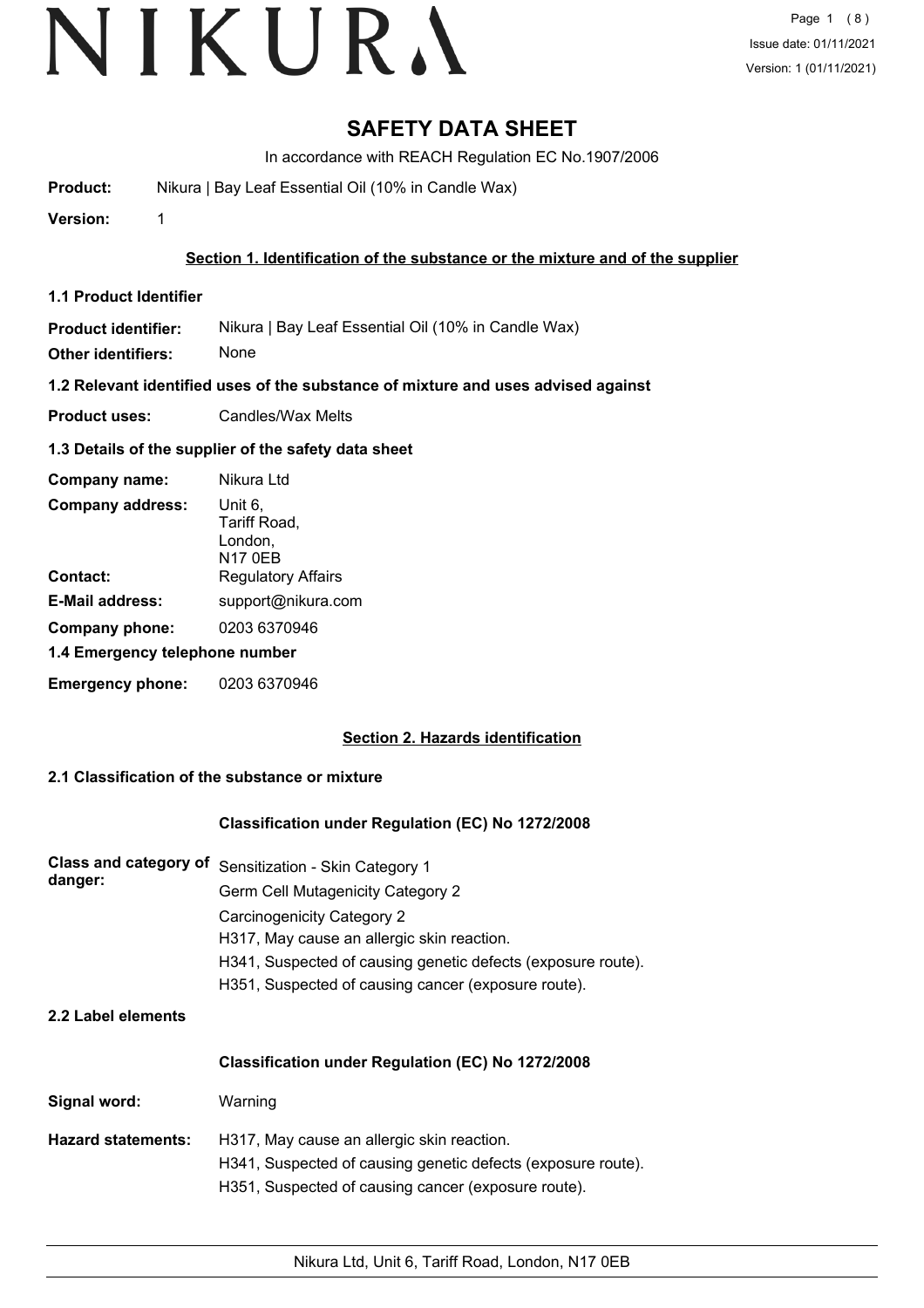# NIKURA

# SAFETY DATA SHEET

In accordance with REACH Regulation EC No.1907/2006

**Product:** Nikura | Bay Leaf Essential Oil (10% in Candle Wax)

**Version:** 1

## Section 1. Identification of the substance or the mixture and of the supplier

### 1.1 Product Identifier

**Product identifier:** Nikura | Bay Leaf Essential Oil (10% in Candle Wax)

**Other identifiers:** None

### 1.2 Relevant identified uses of the substance of mixture and uses advised against

**Product uses:** Candles/Wax Melts

### 1.3 Details of the supplier of the safety data sheet

**Company name:** Nikura Ltd

**Company address:** Unit 6, Tariff Road, London, N17 0EB

**Contact:** Regulatory Affairs

**E-Mail address:** support@nikura.com

**Company phone:** 0203 6370946

### 1.4 Emergency telephone number

**Emergency phone:** 0203 6370946

## Section 2. Hazards identification

### 2.1 Classification of the substance or mixture

**Classification under Regulation (EC) No 1272/2008**

**Class and category of danger:**

Sensitization - Skin Category 1
Germ Cell Mutagenicity Category 2
Carcinogenicity Category 2
H317, May cause an allergic skin reaction.
H341, Suspected of causing genetic defects (exposure route).
H351, Suspected of causing cancer (exposure route).

### 2.2 Label elements

**Classification under Regulation (EC) No 1272/2008**

**Signal word:** Warning

**Hazard statements:**

H317, May cause an allergic skin reaction.
H341, Suspected of causing genetic defects (exposure route).
H351, Suspected of causing cancer (exposure route).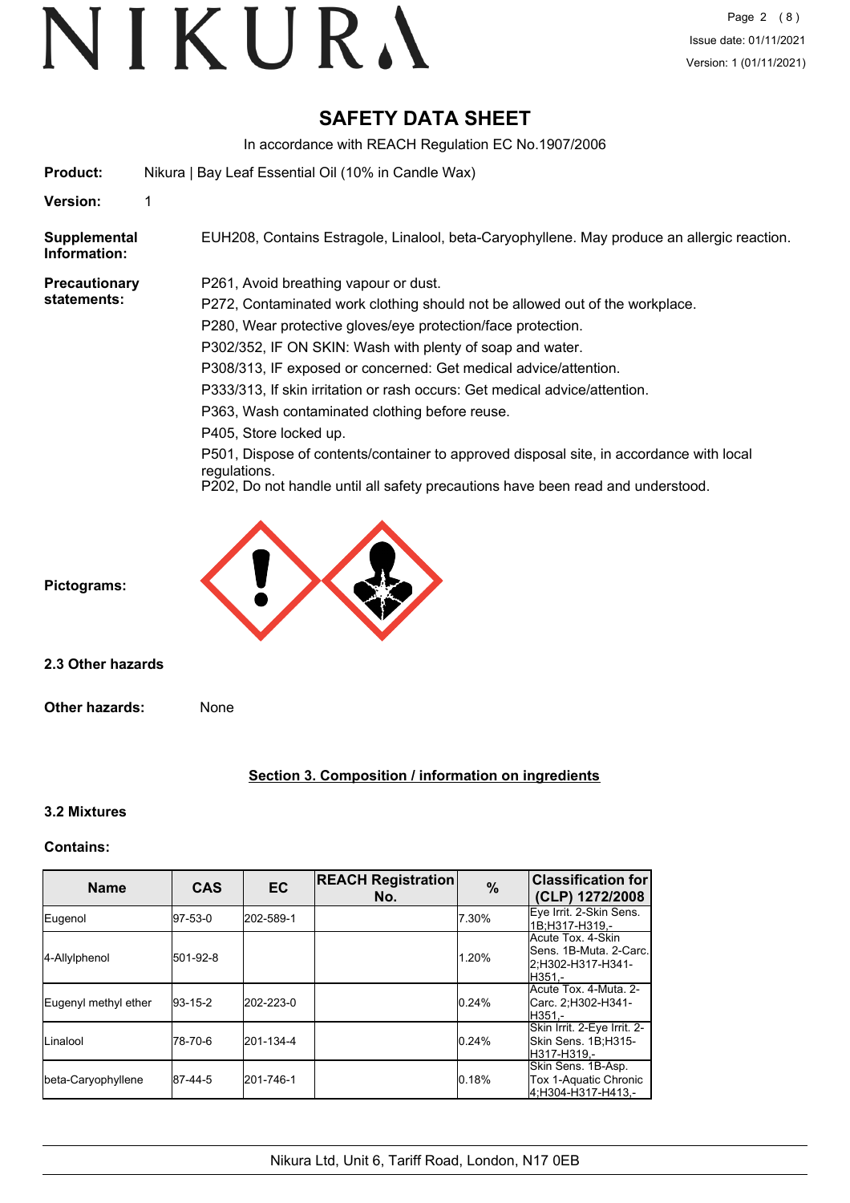# SAFETY DATA SHEET

In accordance with REACH Regulation EC No.1907/2006

**Product:** Nikura | Bay Leaf Essential Oil (10% in Candle Wax)

**Version:** 1

**Supplemental Information:** EUH208, Contains Estragole, Linalool, beta-Caryophyllene. May produce an allergic reaction.

**Precautionary statements:**

P261, Avoid breathing vapour or dust.
P272, Contaminated work clothing should not be allowed out of the workplace.
P280, Wear protective gloves/eye protection/face protection.
P302/352, IF ON SKIN: Wash with plenty of soap and water.
P308/313, IF exposed or concerned: Get medical advice/attention.
P333/313, If skin irritation or rash occurs: Get medical advice/attention.
P363, Wash contaminated clothing before reuse.
P405, Store locked up.
P501, Dispose of contents/container to approved disposal site, in accordance with local regulations.
P202, Do not handle until all safety precautions have been read and understood.

**Pictograms:**

### 2.3 Other hazards

**Other hazards:** None

## Section 3. Composition / information on ingredients

### 3.2 Mixtures

**Contains:**

| Name | CAS | EC | REACH Registration No. | % | Classification for (CLP) 1272/2008 |
|---|---|---|---|---|---|
| Eugenol | 97-53-0 | 202-589-1 | | 7.30% | Eye Irrit. 2-Skin Sens. 1B;H317-H319,- |
| 4-Allylphenol | 501-92-8 | | | 1.20% | Acute Tox. 4-Skin Sens. 1B-Muta. 2-Carc. 2;H302-H317-H341-H351,- |
| Eugenyl methyl ether | 93-15-2 | 202-223-0 | | 0.24% | Acute Tox. 4-Muta. 2-Carc. 2;H302-H341-H351,- |
| Linalool | 78-70-6 | 201-134-4 | | 0.24% | Skin Irrit. 2-Eye Irrit. 2-Skin Sens. 1B;H315-H317-H319,- |
| beta-Caryophyllene | 87-44-5 | 201-746-1 | | 0.18% | Skin Sens. 1B-Asp. Tox 1-Aquatic Chronic 4;H304-H317-H413,- |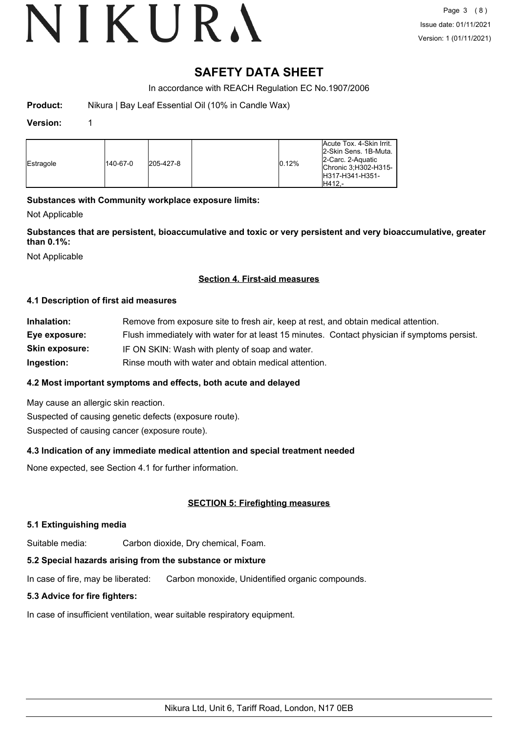# SAFETY DATA SHEET

In accordance with REACH Regulation EC No.1907/2006

**Product:** Nikura | Bay Leaf Essential Oil (10% in Candle Wax)

**Version:** 1

| | | | | | |
|---|---|---|---|---|---|
| Estragole | 140-67-0 | 205-427-8 | | 0.12% | Acute Tox. 4-Skin Irrit. 2-Skin Sens. 1B-Muta. 2-Carc. 2-Aquatic Chronic 3;H302-H315-H317-H341-H351-H412,- |

**Substances with Community workplace exposure limits:**

Not Applicable

**Substances that are persistent, bioaccumulative and toxic or very persistent and very bioaccumulative, greater than 0.1%:**

Not Applicable

## Section 4. First-aid measures

### 4.1 Description of first aid measures

**Inhalation:** Remove from exposure site to fresh air, keep at rest, and obtain medical attention.

**Eye exposure:** Flush immediately with water for at least 15 minutes. Contact physician if symptoms persist.

**Skin exposure:** IF ON SKIN: Wash with plenty of soap and water.

**Ingestion:** Rinse mouth with water and obtain medical attention.

### 4.2 Most important symptoms and effects, both acute and delayed

May cause an allergic skin reaction.

Suspected of causing genetic defects (exposure route).

Suspected of causing cancer (exposure route).

### 4.3 Indication of any immediate medical attention and special treatment needed

None expected, see Section 4.1 for further information.

## SECTION 5: Firefighting measures

### 5.1 Extinguishing media

Suitable media: Carbon dioxide, Dry chemical, Foam.

### 5.2 Special hazards arising from the substance or mixture

In case of fire, may be liberated: Carbon monoxide, Unidentified organic compounds.

### 5.3 Advice for fire fighters:

In case of insufficient ventilation, wear suitable respiratory equipment.

Nikura Ltd, Unit 6, Tariff Road, London, N17 0EB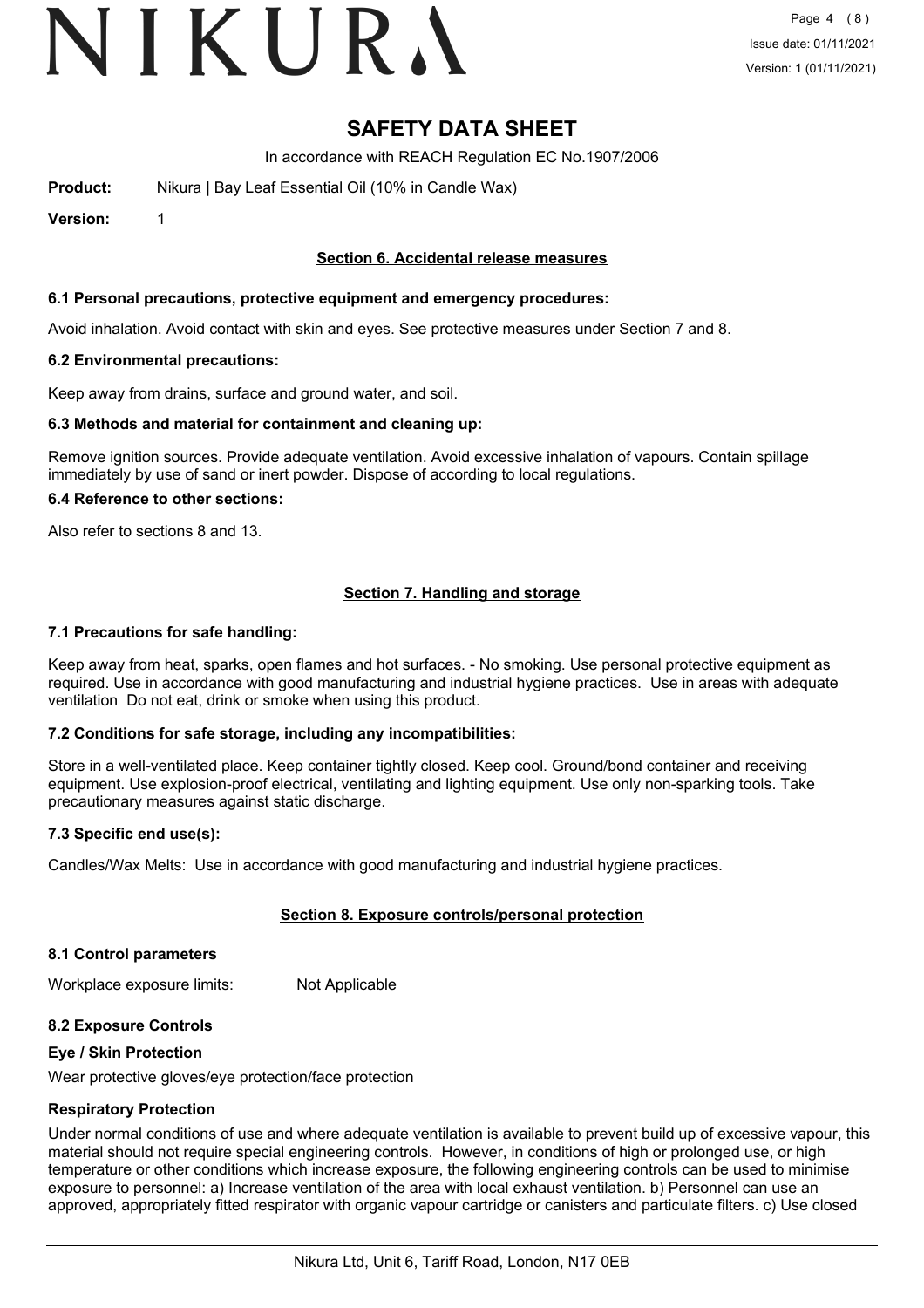# SAFETY DATA SHEET

In accordance with REACH Regulation EC No.1907/2006

**Product:** Nikura | Bay Leaf Essential Oil (10% in Candle Wax)

**Version:** 1

## Section 6. Accidental release measures

### 6.1 Personal precautions, protective equipment and emergency procedures:

Avoid inhalation. Avoid contact with skin and eyes. See protective measures under Section 7 and 8.

### 6.2 Environmental precautions:

Keep away from drains, surface and ground water, and soil.

### 6.3 Methods and material for containment and cleaning up:

Remove ignition sources. Provide adequate ventilation. Avoid excessive inhalation of vapours. Contain spillage immediately by use of sand or inert powder. Dispose of according to local regulations.

### 6.4 Reference to other sections:

Also refer to sections 8 and 13.

## Section 7. Handling and storage

### 7.1 Precautions for safe handling:

Keep away from heat, sparks, open flames and hot surfaces. - No smoking. Use personal protective equipment as required. Use in accordance with good manufacturing and industrial hygiene practices. Use in areas with adequate ventilation Do not eat, drink or smoke when using this product.

### 7.2 Conditions for safe storage, including any incompatibilities:

Store in a well-ventilated place. Keep container tightly closed. Keep cool. Ground/bond container and receiving equipment. Use explosion-proof electrical, ventilating and lighting equipment. Use only non-sparking tools. Take precautionary measures against static discharge.

### 7.3 Specific end use(s):

Candles/Wax Melts: Use in accordance with good manufacturing and industrial hygiene practices.

## Section 8. Exposure controls/personal protection

### 8.1 Control parameters

Workplace exposure limits: Not Applicable

### 8.2 Exposure Controls

**Eye / Skin Protection**

Wear protective gloves/eye protection/face protection

**Respiratory Protection**

Under normal conditions of use and where adequate ventilation is available to prevent build up of excessive vapour, this material should not require special engineering controls. However, in conditions of high or prolonged use, or high temperature or other conditions which increase exposure, the following engineering controls can be used to minimise exposure to personnel: a) Increase ventilation of the area with local exhaust ventilation. b) Personnel can use an approved, appropriately fitted respirator with organic vapour cartridge or canisters and particulate filters. c) Use closed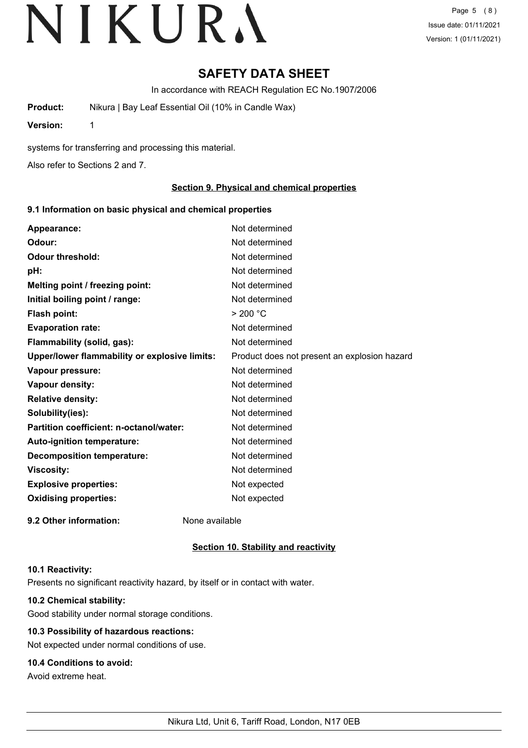# SAFETY DATA SHEET

In accordance with REACH Regulation EC No.1907/2006

**Product:** Nikura | Bay Leaf Essential Oil (10% in Candle Wax)

**Version:** 1

systems for transferring and processing this material.

Also refer to Sections 2 and 7.

## Section 9. Physical and chemical properties

### 9.1 Information on basic physical and chemical properties

| | |
|---|---|
| **Appearance:** | Not determined |
| **Odour:** | Not determined |
| **Odour threshold:** | Not determined |
| **pH:** | Not determined |
| **Melting point / freezing point:** | Not determined |
| **Initial boiling point / range:** | Not determined |
| **Flash point:** | > 200 °C |
| **Evaporation rate:** | Not determined |
| **Flammability (solid, gas):** | Not determined |
| **Upper/lower flammability or explosive limits:** | Product does not present an explosion hazard |
| **Vapour pressure:** | Not determined |
| **Vapour density:** | Not determined |
| **Relative density:** | Not determined |
| **Solubility(ies):** | Not determined |
| **Partition coefficient: n-octanol/water:** | Not determined |
| **Auto-ignition temperature:** | Not determined |
| **Decomposition temperature:** | Not determined |
| **Viscosity:** | Not determined |
| **Explosive properties:** | Not expected |
| **Oxidising properties:** | Not expected |

**9.2 Other information:** None available

## Section 10. Stability and reactivity

### 10.1 Reactivity:

Presents no significant reactivity hazard, by itself or in contact with water.

### 10.2 Chemical stability:

Good stability under normal storage conditions.

### 10.3 Possibility of hazardous reactions:

Not expected under normal conditions of use.

### 10.4 Conditions to avoid:

Avoid extreme heat.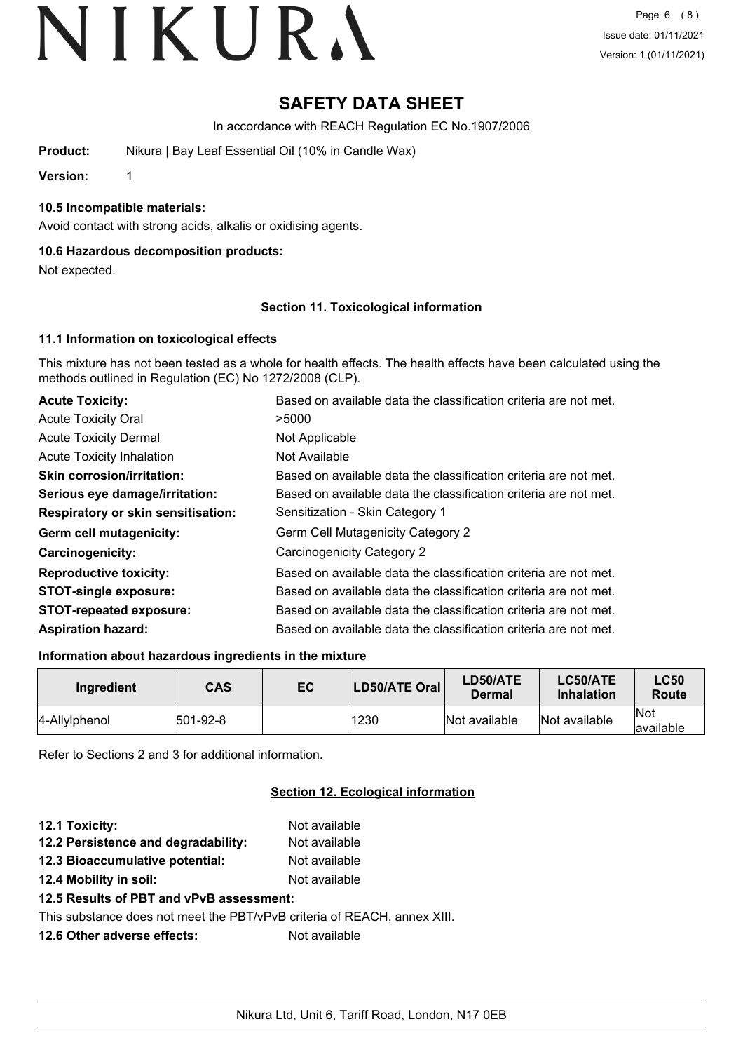# SAFETY DATA SHEET

In accordance with REACH Regulation EC No.1907/2006

**Product:** Nikura | Bay Leaf Essential Oil (10% in Candle Wax)

**Version:** 1

### 10.5 Incompatible materials:

Avoid contact with strong acids, alkalis or oxidising agents.

### 10.6 Hazardous decomposition products:

Not expected.

## Section 11. Toxicological information

### 11.1 Information on toxicological effects

This mixture has not been tested as a whole for health effects. The health effects have been calculated using the methods outlined in Regulation (EC) No 1272/2008 (CLP).

**Acute Toxicity:** Based on available data the classification criteria are not met.

Acute Toxicity Oral: >5000

Acute Toxicity Dermal: Not Applicable

Acute Toxicity Inhalation: Not Available

**Skin corrosion/irritation:** Based on available data the classification criteria are not met.

**Serious eye damage/irritation:** Based on available data the classification criteria are not met.

**Respiratory or skin sensitisation:** Sensitization - Skin Category 1

**Germ cell mutagenicity:** Germ Cell Mutagenicity Category 2

**Carcinogenicity:** Carcinogenicity Category 2

**Reproductive toxicity:** Based on available data the classification criteria are not met.

**STOT-single exposure:** Based on available data the classification criteria are not met.

**STOT-repeated exposure:** Based on available data the classification criteria are not met.

**Aspiration hazard:** Based on available data the classification criteria are not met.

### Information about hazardous ingredients in the mixture

| Ingredient | CAS | EC | LD50/ATE Oral | LD50/ATE Dermal | LC50/ATE Inhalation | LC50 Route |
|---|---|---|---|---|---|---|
| 4-Allylphenol | 501-92-8 | | 1230 | Not available | Not available | Not available |

Refer to Sections 2 and 3 for additional information.

## Section 12. Ecological information

**12.1 Toxicity:** Not available

**12.2 Persistence and degradability:** Not available

**12.3 Bioaccumulative potential:** Not available

**12.4 Mobility in soil:** Not available

**12.5 Results of PBT and vPvB assessment:**

This substance does not meet the PBT/vPvB criteria of REACH, annex XIII.

**12.6 Other adverse effects:** Not available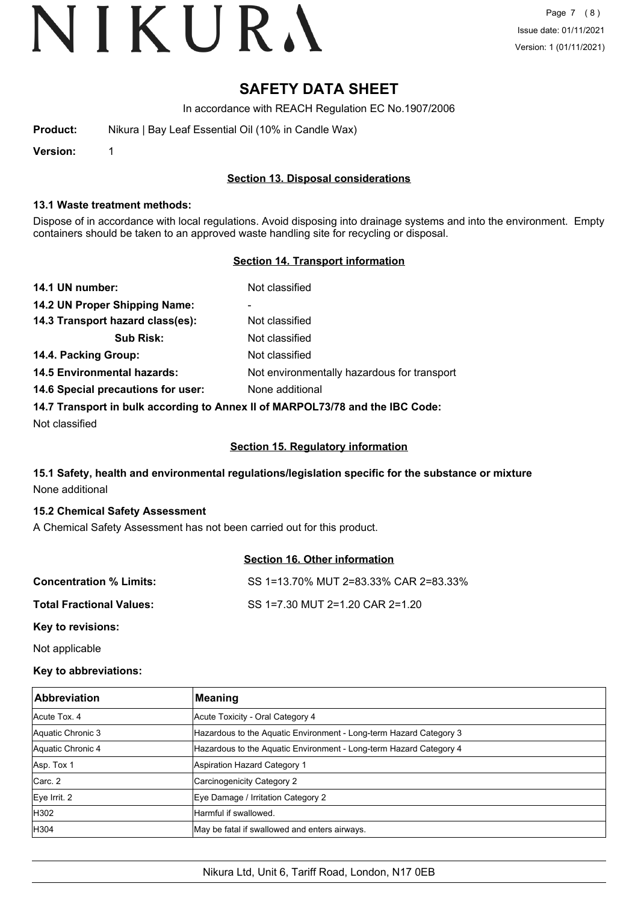# SAFETY DATA SHEET

In accordance with REACH Regulation EC No.1907/2006

**Product:** Nikura | Bay Leaf Essential Oil (10% in Candle Wax)

**Version:** 1

## Section 13. Disposal considerations

### 13.1 Waste treatment methods:

Dispose of in accordance with local regulations. Avoid disposing into drainage systems and into the environment. Empty containers should be taken to an approved waste handling site for recycling or disposal.

## Section 14. Transport information

**14.1 UN number:** Not classified

**14.2 UN Proper Shipping Name:** -

**14.3 Transport hazard class(es):** Not classified

**Sub Risk:** Not classified

**14.4. Packing Group:** Not classified

**14.5 Environmental hazards:** Not environmentally hazardous for transport

**14.6 Special precautions for user:** None additional

**14.7 Transport in bulk according to Annex II of MARPOL73/78 and the IBC Code:**

Not classified

## Section 15. Regulatory information

### 15.1 Safety, health and environmental regulations/legislation specific for the substance or mixture

None additional

### 15.2 Chemical Safety Assessment

A Chemical Safety Assessment has not been carried out for this product.

## Section 16. Other information

**Concentration % Limits:** SS 1=13.70% MUT 2=83.33% CAR 2=83.33%

**Total Fractional Values:** SS 1=7.30 MUT 2=1.20 CAR 2=1.20

**Key to revisions:**

Not applicable

**Key to abbreviations:**

| Abbreviation | Meaning |
|---|---|
| Acute Tox. 4 | Acute Toxicity - Oral Category 4 |
| Aquatic Chronic 3 | Hazardous to the Aquatic Environment - Long-term Hazard Category 3 |
| Aquatic Chronic 4 | Hazardous to the Aquatic Environment - Long-term Hazard Category 4 |
| Asp. Tox 1 | Aspiration Hazard Category 1 |
| Carc. 2 | Carcinogenicity Category 2 |
| Eye Irrit. 2 | Eye Damage / Irritation Category 2 |
| H302 | Harmful if swallowed. |
| H304 | May be fatal if swallowed and enters airways. |

Nikura Ltd, Unit 6, Tariff Road, London, N17 0EB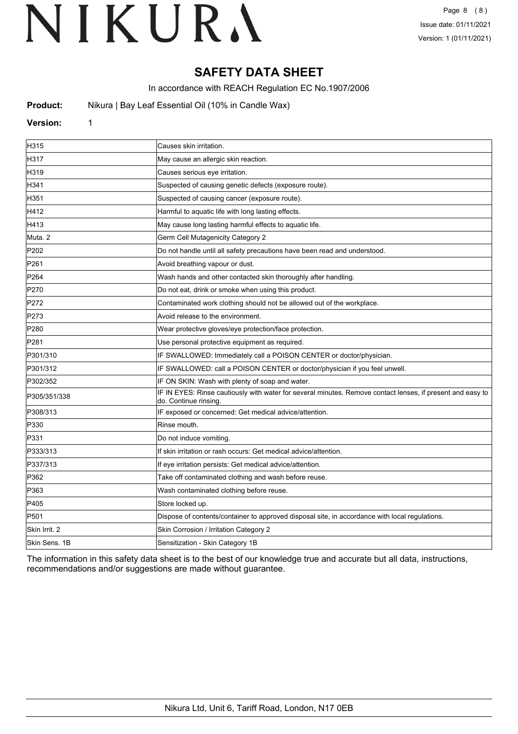# SAFETY DATA SHEET

In accordance with REACH Regulation EC No.1907/2006

**Product:** Nikura | Bay Leaf Essential Oil (10% in Candle Wax)

**Version:** 1

| | |
|---|---|
| H315 | Causes skin irritation. |
| H317 | May cause an allergic skin reaction. |
| H319 | Causes serious eye irritation. |
| H341 | Suspected of causing genetic defects (exposure route). |
| H351 | Suspected of causing cancer (exposure route). |
| H412 | Harmful to aquatic life with long lasting effects. |
| H413 | May cause long lasting harmful effects to aquatic life. |
| Muta. 2 | Germ Cell Mutagenicity Category 2 |
| P202 | Do not handle until all safety precautions have been read and understood. |
| P261 | Avoid breathing vapour or dust. |
| P264 | Wash hands and other contacted skin thoroughly after handling. |
| P270 | Do not eat, drink or smoke when using this product. |
| P272 | Contaminated work clothing should not be allowed out of the workplace. |
| P273 | Avoid release to the environment. |
| P280 | Wear protective gloves/eye protection/face protection. |
| P281 | Use personal protective equipment as required. |
| P301/310 | IF SWALLOWED: Immediately call a POISON CENTER or doctor/physician. |
| P301/312 | IF SWALLOWED: call a POISON CENTER or doctor/physician if you feel unwell. |
| P302/352 | IF ON SKIN: Wash with plenty of soap and water. |
| P305/351/338 | IF IN EYES: Rinse cautiously with water for several minutes. Remove contact lenses, if present and easy to do. Continue rinsing. |
| P308/313 | IF exposed or concerned: Get medical advice/attention. |
| P330 | Rinse mouth. |
| P331 | Do not induce vomiting. |
| P333/313 | If skin irritation or rash occurs: Get medical advice/attention. |
| P337/313 | If eye irritation persists: Get medical advice/attention. |
| P362 | Take off contaminated clothing and wash before reuse. |
| P363 | Wash contaminated clothing before reuse. |
| P405 | Store locked up. |
| P501 | Dispose of contents/container to approved disposal site, in accordance with local regulations. |
| Skin Irrit. 2 | Skin Corrosion / Irritation Category 2 |
| Skin Sens. 1B | Sensitization - Skin Category 1B |

The information in this safety data sheet is to the best of our knowledge true and accurate but all data, instructions, recommendations and/or suggestions are made without guarantee.